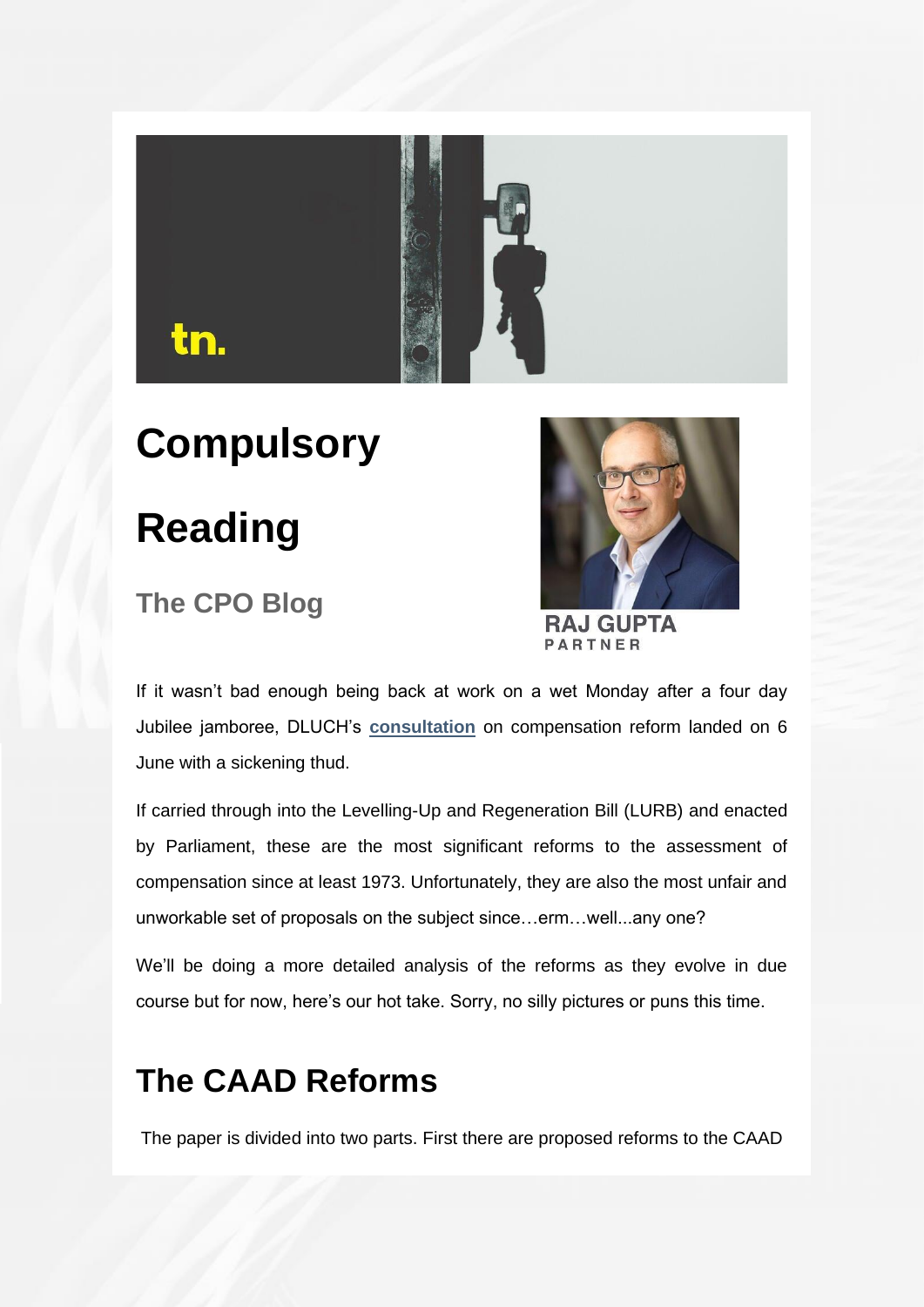# Compulsory Reading

## The CPO Blog

RAJ GUPTA
PARTNER

If it wasn't bad enough being back at work on a wet Monday after a four day Jubilee jamboree, DLUCH's **consultation** on compensation reform landed on 6 June with a sickening thud.

If carried through into the Levelling-Up and Regeneration Bill (LURB) and enacted by Parliament, these are the most significant reforms to the assessment of compensation since at least 1973. Unfortunately, they are also the most unfair and unworkable set of proposals on the subject since…erm…well...any one?

We'll be doing a more detailed analysis of the reforms as they evolve in due course but for now, here's our hot take. Sorry, no silly pictures or puns this time.

## The CAAD Reforms

The paper is divided into two parts. First there are proposed reforms to the CAAD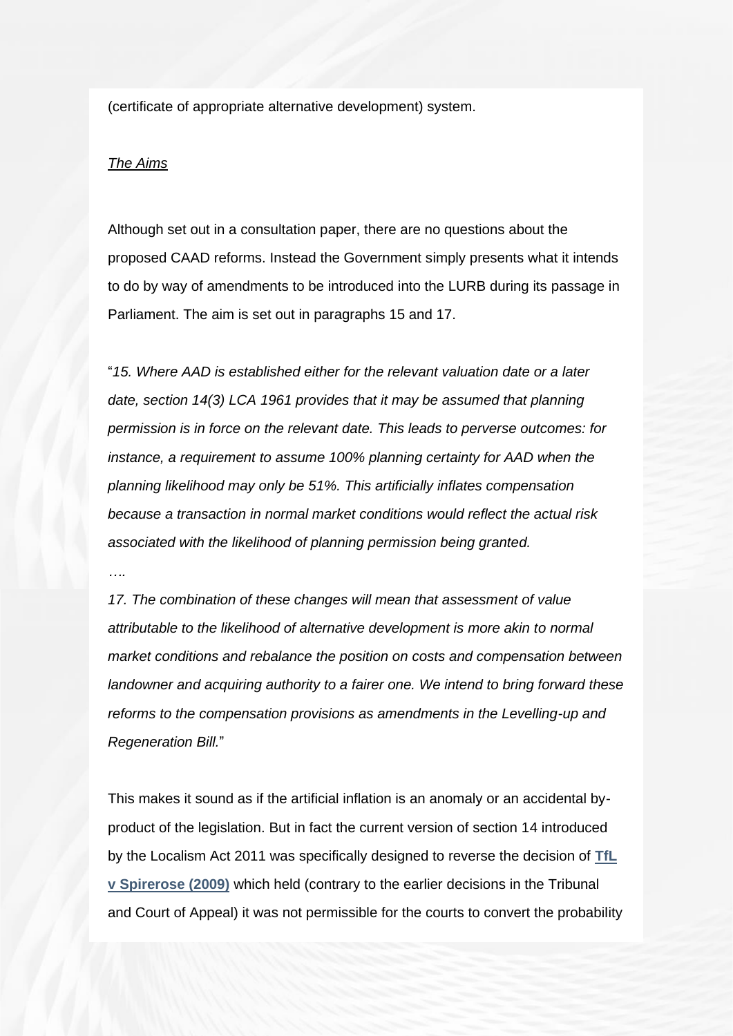(certificate of appropriate alternative development) system.

*The Aims*

Although set out in a consultation paper, there are no questions about the proposed CAAD reforms. Instead the Government simply presents what it intends to do by way of amendments to be introduced into the LURB during its passage in Parliament. The aim is set out in paragraphs 15 and 17.

"*15. Where AAD is established either for the relevant valuation date or a later date, section 14(3) LCA 1961 provides that it may be assumed that planning permission is in force on the relevant date. This leads to perverse outcomes: for instance, a requirement to assume 100% planning certainty for AAD when the planning likelihood may only be 51%. This artificially inflates compensation because a transaction in normal market conditions would reflect the actual risk associated with the likelihood of planning permission being granted.*

*….*

*17. The combination of these changes will mean that assessment of value attributable to the likelihood of alternative development is more akin to normal market conditions and rebalance the position on costs and compensation between landowner and acquiring authority to a fairer one. We intend to bring forward these reforms to the compensation provisions as amendments in the Levelling-up and Regeneration Bill.*"

This makes it sound as if the artificial inflation is an anomaly or an accidental by-product of the legislation. But in fact the current version of section 14 introduced by the Localism Act 2011 was specifically designed to reverse the decision of **TfL v Spirerose (2009)** which held (contrary to the earlier decisions in the Tribunal and Court of Appeal) it was not permissible for the courts to convert the probability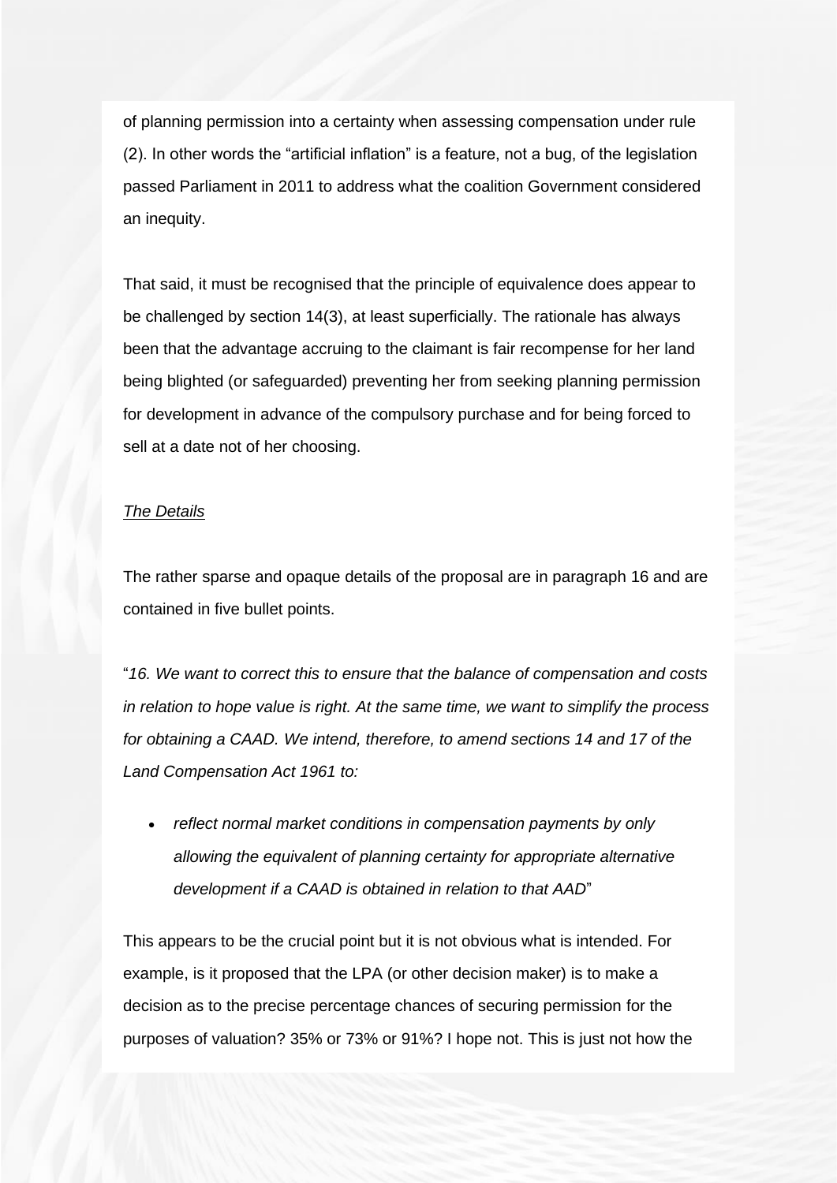of planning permission into a certainty when assessing compensation under rule (2). In other words the "artificial inflation" is a feature, not a bug, of the legislation passed Parliament in 2011 to address what the coalition Government considered an inequity.

That said, it must be recognised that the principle of equivalence does appear to be challenged by section 14(3), at least superficially. The rationale has always been that the advantage accruing to the claimant is fair recompense for her land being blighted (or safeguarded) preventing her from seeking planning permission for development in advance of the compulsory purchase and for being forced to sell at a date not of her choosing.

<u>*The Details*</u>

The rather sparse and opaque details of the proposal are in paragraph 16 and are contained in five bullet points.

"*16. We want to correct this to ensure that the balance of compensation and costs in relation to hope value is right. At the same time, we want to simplify the process for obtaining a CAAD. We intend, therefore, to amend sections 14 and 17 of the Land Compensation Act 1961 to:*

- *reflect normal market conditions in compensation payments by only allowing the equivalent of planning certainty for appropriate alternative development if a CAAD is obtained in relation to that AAD*"

This appears to be the crucial point but it is not obvious what is intended. For example, is it proposed that the LPA (or other decision maker) is to make a decision as to the precise percentage chances of securing permission for the purposes of valuation? 35% or 73% or 91%? I hope not. This is just not how the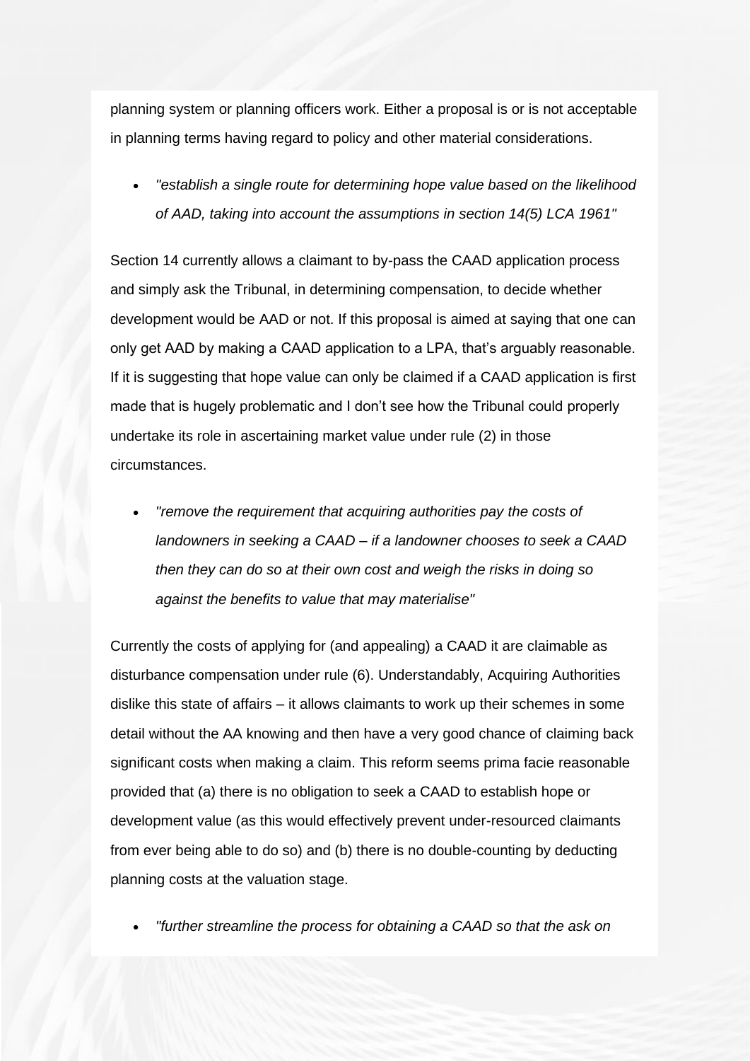planning system or planning officers work. Either a proposal is or is not acceptable in planning terms having regard to policy and other material considerations.

- *"establish a single route for determining hope value based on the likelihood of AAD, taking into account the assumptions in section 14(5) LCA 1961"*

Section 14 currently allows a claimant to by-pass the CAAD application process and simply ask the Tribunal, in determining compensation, to decide whether development would be AAD or not. If this proposal is aimed at saying that one can only get AAD by making a CAAD application to a LPA, that's arguably reasonable. If it is suggesting that hope value can only be claimed if a CAAD application is first made that is hugely problematic and I don't see how the Tribunal could properly undertake its role in ascertaining market value under rule (2) in those circumstances.

- *"remove the requirement that acquiring authorities pay the costs of landowners in seeking a CAAD – if a landowner chooses to seek a CAAD then they can do so at their own cost and weigh the risks in doing so against the benefits to value that may materialise"*

Currently the costs of applying for (and appealing) a CAAD it are claimable as disturbance compensation under rule (6). Understandably, Acquiring Authorities dislike this state of affairs – it allows claimants to work up their schemes in some detail without the AA knowing and then have a very good chance of claiming back significant costs when making a claim. This reform seems prima facie reasonable provided that (a) there is no obligation to seek a CAAD to establish hope or development value (as this would effectively prevent under-resourced claimants from ever being able to do so) and (b) there is no double-counting by deducting planning costs at the valuation stage.

- *"further streamline the process for obtaining a CAAD so that the ask on*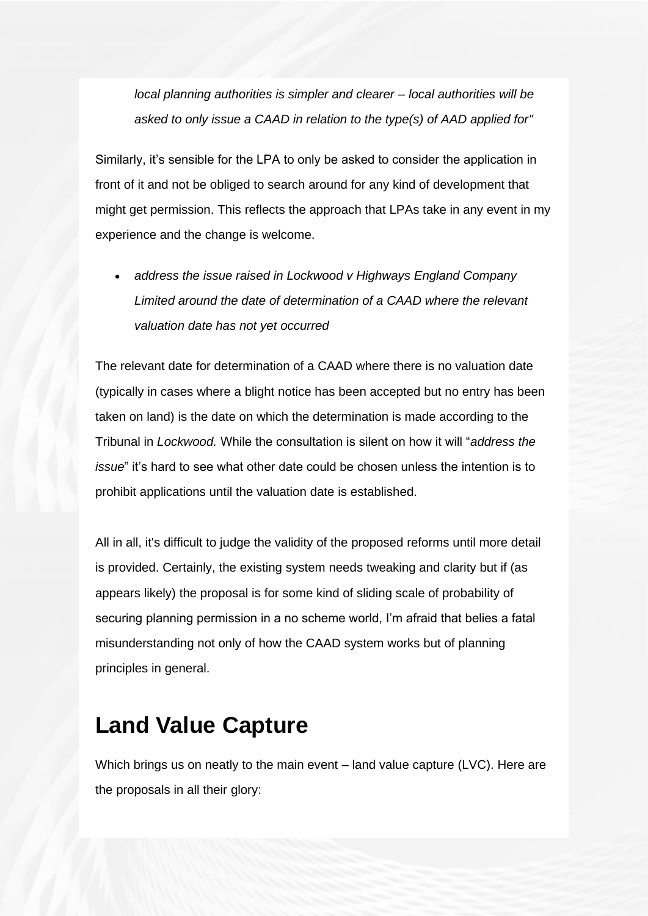*local planning authorities is simpler and clearer – local authorities will be asked to only issue a CAAD in relation to the type(s) of AAD applied for"*

Similarly, it's sensible for the LPA to only be asked to consider the application in front of it and not be obliged to search around for any kind of development that might get permission. This reflects the approach that LPAs take in any event in my experience and the change is welcome.

- *address the issue raised in Lockwood v Highways England Company Limited around the date of determination of a CAAD where the relevant valuation date has not yet occurred*

The relevant date for determination of a CAAD where there is no valuation date (typically in cases where a blight notice has been accepted but no entry has been taken on land) is the date on which the determination is made according to the Tribunal in *Lockwood.* While the consultation is silent on how it will "*address the issue*" it's hard to see what other date could be chosen unless the intention is to prohibit applications until the valuation date is established.

All in all, it's difficult to judge the validity of the proposed reforms until more detail is provided. Certainly, the existing system needs tweaking and clarity but if (as appears likely) the proposal is for some kind of sliding scale of probability of securing planning permission in a no scheme world, I'm afraid that belies a fatal misunderstanding not only of how the CAAD system works but of planning principles in general.

## Land Value Capture

Which brings us on neatly to the main event – land value capture (LVC). Here are the proposals in all their glory: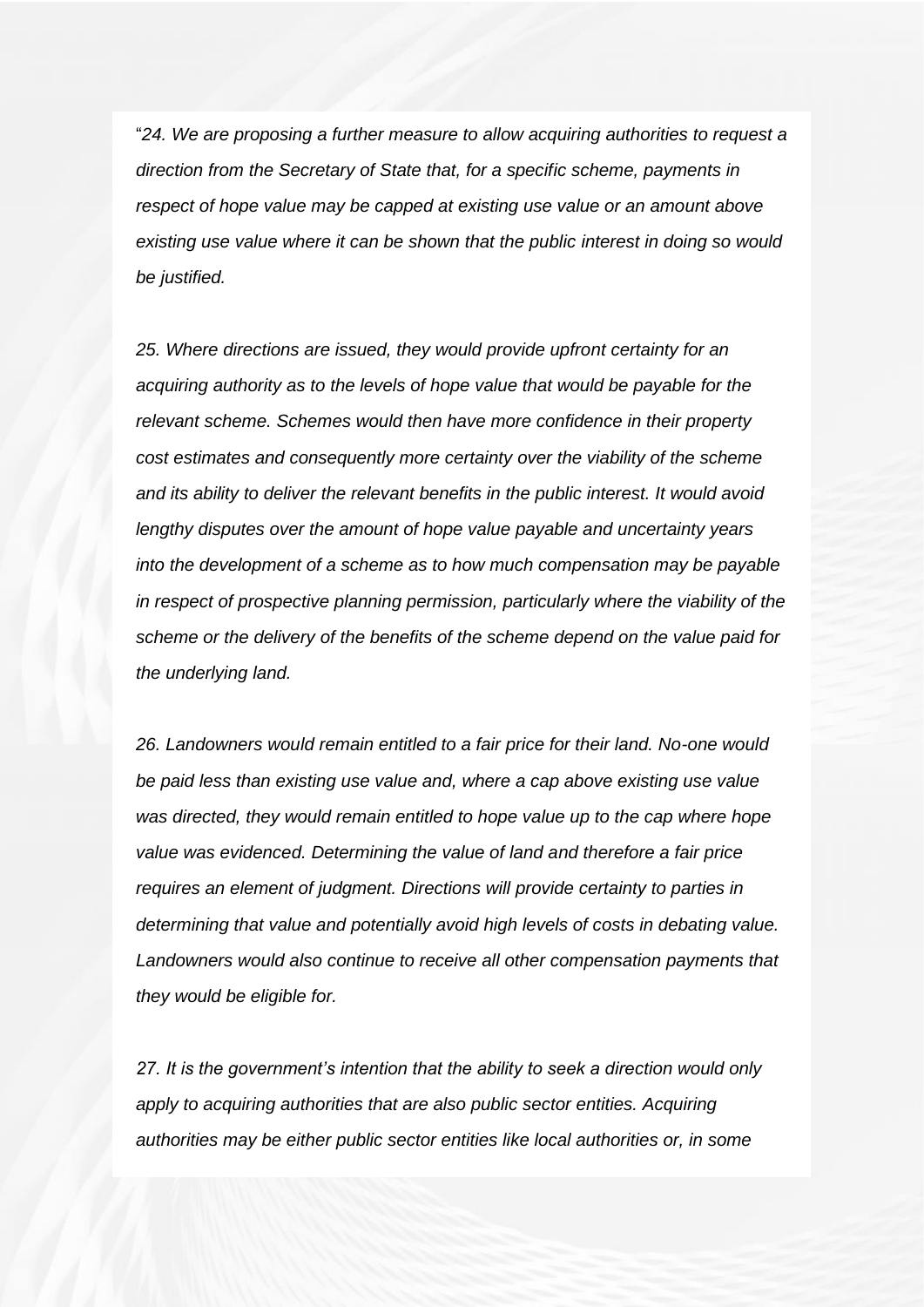"*24. We are proposing a further measure to allow acquiring authorities to request a direction from the Secretary of State that, for a specific scheme, payments in respect of hope value may be capped at existing use value or an amount above existing use value where it can be shown that the public interest in doing so would be justified.*

*25. Where directions are issued, they would provide upfront certainty for an acquiring authority as to the levels of hope value that would be payable for the relevant scheme. Schemes would then have more confidence in their property cost estimates and consequently more certainty over the viability of the scheme and its ability to deliver the relevant benefits in the public interest. It would avoid lengthy disputes over the amount of hope value payable and uncertainty years into the development of a scheme as to how much compensation may be payable in respect of prospective planning permission, particularly where the viability of the scheme or the delivery of the benefits of the scheme depend on the value paid for the underlying land.*

*26. Landowners would remain entitled to a fair price for their land. No-one would be paid less than existing use value and, where a cap above existing use value was directed, they would remain entitled to hope value up to the cap where hope value was evidenced. Determining the value of land and therefore a fair price requires an element of judgment. Directions will provide certainty to parties in determining that value and potentially avoid high levels of costs in debating value. Landowners would also continue to receive all other compensation payments that they would be eligible for.*

*27. It is the government's intention that the ability to seek a direction would only apply to acquiring authorities that are also public sector entities. Acquiring authorities may be either public sector entities like local authorities or, in some*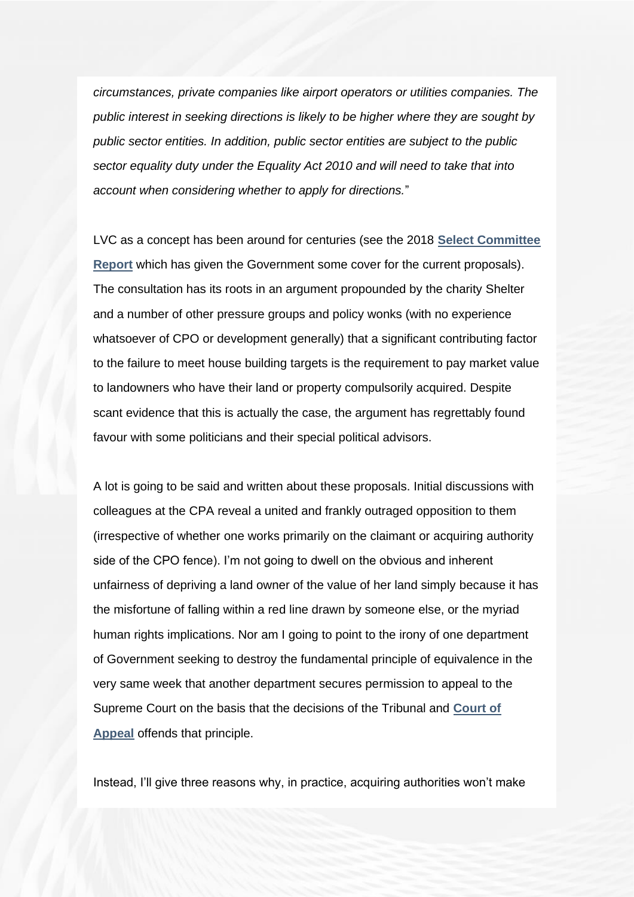*circumstances, private companies like airport operators or utilities companies. The public interest in seeking directions is likely to be higher where they are sought by public sector entities. In addition, public sector entities are subject to the public sector equality duty under the Equality Act 2010 and will need to take that into account when considering whether to apply for directions.*"

LVC as a concept has been around for centuries (see the 2018 **Select Committee Report** which has given the Government some cover for the current proposals). The consultation has its roots in an argument propounded by the charity Shelter and a number of other pressure groups and policy wonks (with no experience whatsoever of CPO or development generally) that a significant contributing factor to the failure to meet house building targets is the requirement to pay market value to landowners who have their land or property compulsorily acquired. Despite scant evidence that this is actually the case, the argument has regrettably found favour with some politicians and their special political advisors.

A lot is going to be said and written about these proposals. Initial discussions with colleagues at the CPA reveal a united and frankly outraged opposition to them (irrespective of whether one works primarily on the claimant or acquiring authority side of the CPO fence). I'm not going to dwell on the obvious and inherent unfairness of depriving a land owner of the value of her land simply because it has the misfortune of falling within a red line drawn by someone else, or the myriad human rights implications. Nor am I going to point to the irony of one department of Government seeking to destroy the fundamental principle of equivalence in the very same week that another department secures permission to appeal to the Supreme Court on the basis that the decisions of the Tribunal and **Court of Appeal** offends that principle.

Instead, I'll give three reasons why, in practice, acquiring authorities won't make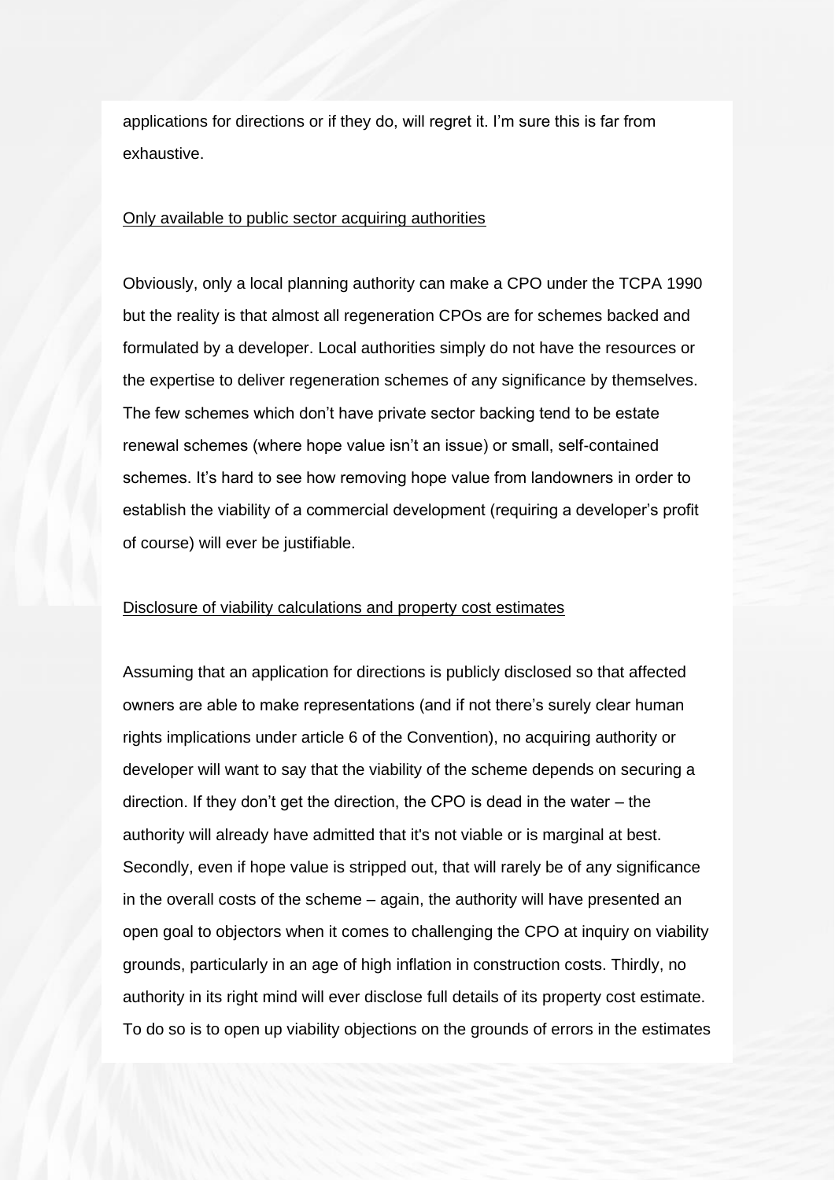applications for directions or if they do, will regret it. I'm sure this is far from exhaustive.

<u>Only available to public sector acquiring authorities</u>

Obviously, only a local planning authority can make a CPO under the TCPA 1990 but the reality is that almost all regeneration CPOs are for schemes backed and formulated by a developer. Local authorities simply do not have the resources or the expertise to deliver regeneration schemes of any significance by themselves. The few schemes which don't have private sector backing tend to be estate renewal schemes (where hope value isn't an issue) or small, self-contained schemes. It's hard to see how removing hope value from landowners in order to establish the viability of a commercial development (requiring a developer's profit of course) will ever be justifiable.

<u>Disclosure of viability calculations and property cost estimates</u>

Assuming that an application for directions is publicly disclosed so that affected owners are able to make representations (and if not there's surely clear human rights implications under article 6 of the Convention), no acquiring authority or developer will want to say that the viability of the scheme depends on securing a direction. If they don't get the direction, the CPO is dead in the water – the authority will already have admitted that it's not viable or is marginal at best. Secondly, even if hope value is stripped out, that will rarely be of any significance in the overall costs of the scheme – again, the authority will have presented an open goal to objectors when it comes to challenging the CPO at inquiry on viability grounds, particularly in an age of high inflation in construction costs. Thirdly, no authority in its right mind will ever disclose full details of its property cost estimate. To do so is to open up viability objections on the grounds of errors in the estimates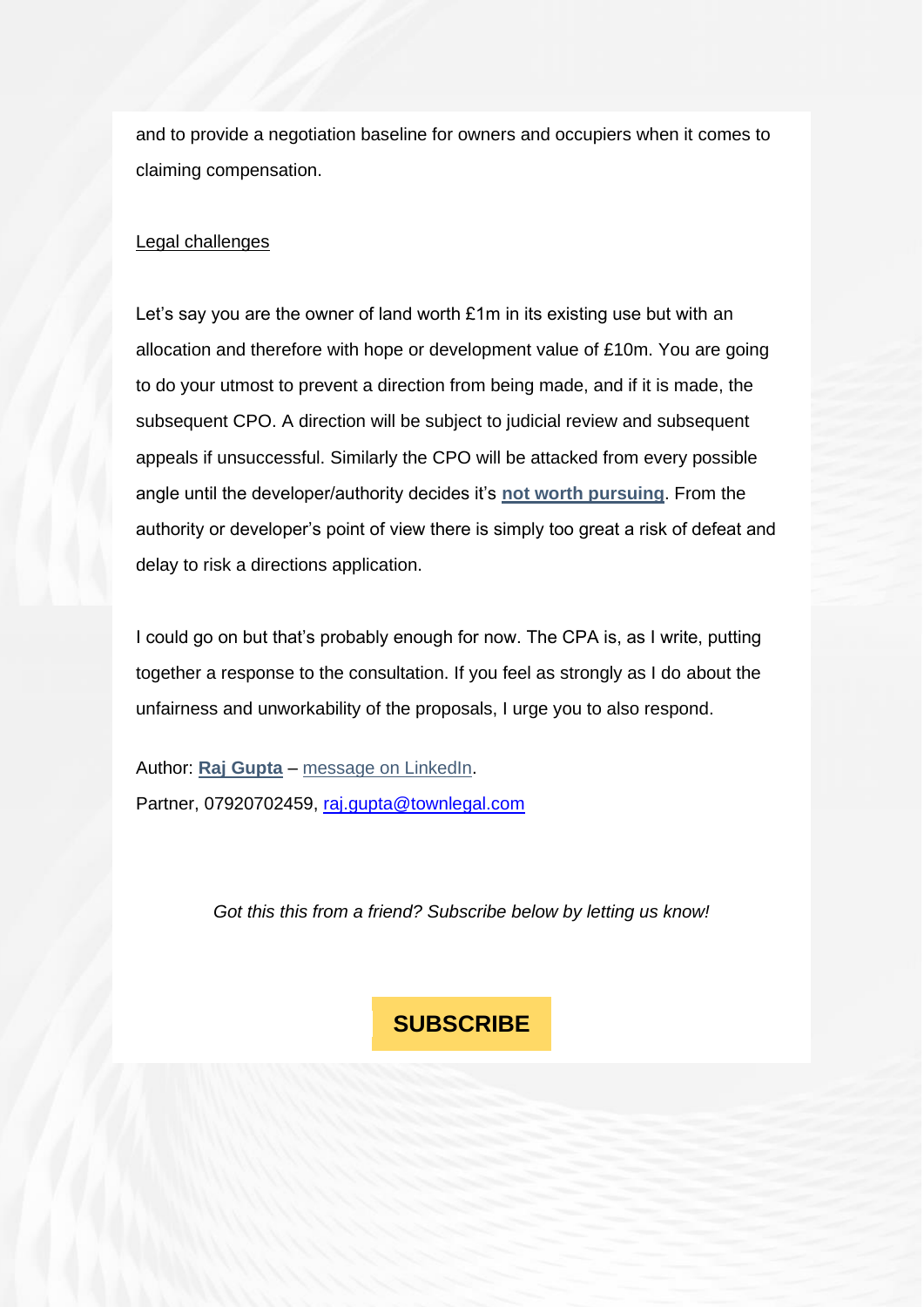and to provide a negotiation baseline for owners and occupiers when it comes to claiming compensation.

Legal challenges

Let's say you are the owner of land worth £1m in its existing use but with an allocation and therefore with hope or development value of £10m. You are going to do your utmost to prevent a direction from being made, and if it is made, the subsequent CPO. A direction will be subject to judicial review and subsequent appeals if unsuccessful. Similarly the CPO will be attacked from every possible angle until the developer/authority decides it's **not worth pursuing**. From the authority or developer's point of view there is simply too great a risk of defeat and delay to risk a directions application.

I could go on but that's probably enough for now. The CPA is, as I write, putting together a response to the consultation. If you feel as strongly as I do about the unfairness and unworkability of the proposals, I urge you to also respond.

Author: **Raj Gupta** – message on LinkedIn.
Partner, 07920702459, raj.gupta@townlegal.com

*Got this this from a friend? Subscribe below by letting us know!*

**SUBSCRIBE**